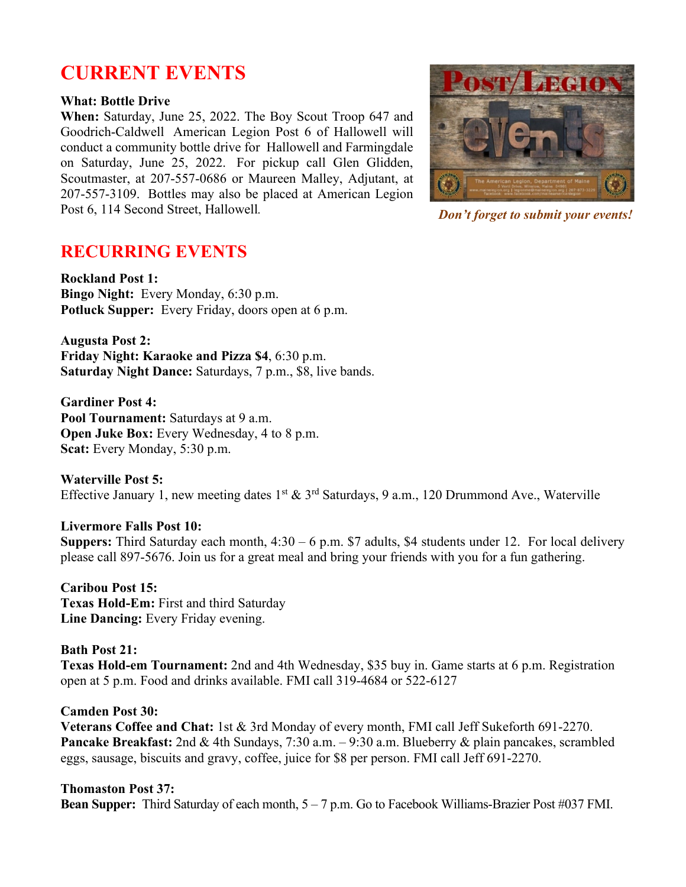# CURRENT EVENTS

**What: Bottle Drive**
**When:** Saturday, June 25, 2022. The Boy Scout Troop 647 and Goodrich-Caldwell American Legion Post 6 of Hallowell will conduct a community bottle drive for Hallowell and Farmingdale on Saturday, June 25, 2022. For pickup call Glen Glidden, Scoutmaster, at 207-557-0686 or Maureen Malley, Adjutant, at 207-557-3109. Bottles may also be placed at American Legion Post 6, 114 Second Street, Hallowell.

***Don't forget to submit your events!***

# RECURRING EVENTS

**Rockland Post 1:**
**Bingo Night:** Every Monday, 6:30 p.m.
**Potluck Supper:** Every Friday, doors open at 6 p.m.

**Augusta Post 2:**
**Friday Night: Karaoke and Pizza $4**, 6:30 p.m.
**Saturday Night Dance:** Saturdays, 7 p.m., $8, live bands.

**Gardiner Post 4:**
**Pool Tournament:** Saturdays at 9 a.m.
**Open Juke Box:** Every Wednesday, 4 to 8 p.m.
**Scat:** Every Monday, 5:30 p.m.

**Waterville Post 5:**
Effective January 1, new meeting dates 1st & 3rd Saturdays, 9 a.m., 120 Drummond Ave., Waterville

**Livermore Falls Post 10:**
**Suppers:** Third Saturday each month, 4:30 – 6 p.m. $7 adults, $4 students under 12. For local delivery please call 897-5676. Join us for a great meal and bring your friends with you for a fun gathering.

**Caribou Post 15:**
**Texas Hold-Em:** First and third Saturday
**Line Dancing:** Every Friday evening.

**Bath Post 21:**
**Texas Hold-em Tournament:** 2nd and 4th Wednesday, $35 buy in. Game starts at 6 p.m. Registration open at 5 p.m. Food and drinks available. FMI call 319-4684 or 522-6127

**Camden Post 30:**
**Veterans Coffee and Chat:** 1st & 3rd Monday of every month, FMI call Jeff Sukeforth 691-2270.
**Pancake Breakfast:** 2nd & 4th Sundays, 7:30 a.m. – 9:30 a.m. Blueberry & plain pancakes, scrambled eggs, sausage, biscuits and gravy, coffee, juice for $8 per person. FMI call Jeff 691-2270.

**Thomaston Post 37:**
**Bean Supper:** Third Saturday of each month, 5 – 7 p.m. Go to Facebook Williams-Brazier Post #037 FMI.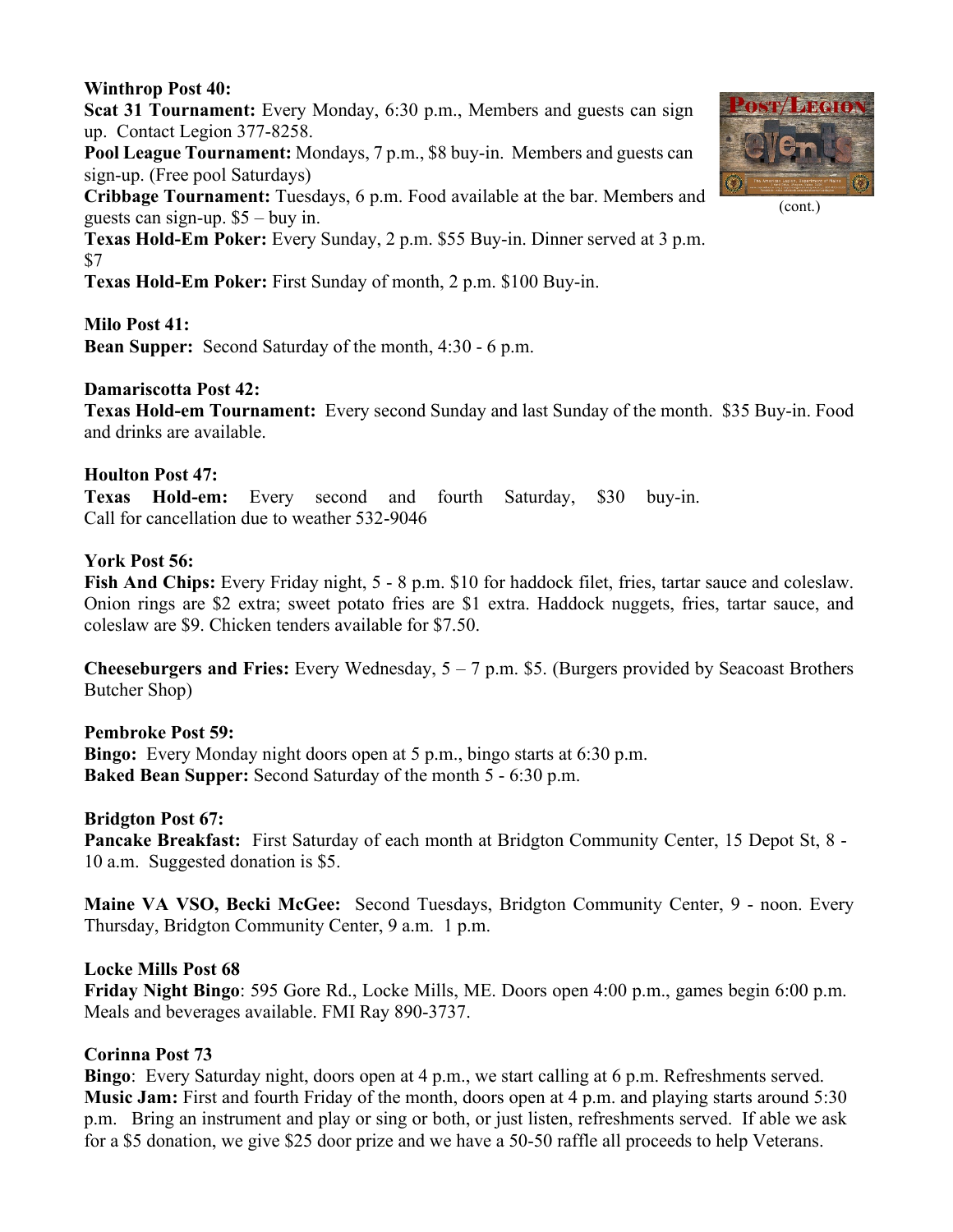**Winthrop Post 40:**
**Scat 31 Tournament:** Every Monday, 6:30 p.m., Members and guests can sign up. Contact Legion 377-8258.
**Pool League Tournament:** Mondays, 7 p.m., $8 buy-in. Members and guests can sign-up. (Free pool Saturdays)
**Cribbage Tournament:** Tuesdays, 6 p.m. Food available at the bar. Members and guests can sign-up. $5 – buy in.
**Texas Hold-Em Poker:** Every Sunday, 2 p.m. $55 Buy-in. Dinner served at 3 p.m. $7
**Texas Hold-Em Poker:** First Sunday of month, 2 p.m. $100 Buy-in.

(cont.)

**Milo Post 41:**
**Bean Supper:** Second Saturday of the month, 4:30 - 6 p.m.

**Damariscotta Post 42:**
**Texas Hold-em Tournament:** Every second Sunday and last Sunday of the month. $35 Buy-in. Food and drinks are available.

**Houlton Post 47:**
**Texas Hold-em:** Every second and fourth Saturday, $30 buy-in.
Call for cancellation due to weather 532-9046

**York Post 56:**
**Fish And Chips:** Every Friday night, 5 - 8 p.m. $10 for haddock filet, fries, tartar sauce and coleslaw. Onion rings are $2 extra; sweet potato fries are $1 extra. Haddock nuggets, fries, tartar sauce, and coleslaw are $9. Chicken tenders available for $7.50.

**Cheeseburgers and Fries:** Every Wednesday, 5 – 7 p.m. $5. (Burgers provided by Seacoast Brothers Butcher Shop)

**Pembroke Post 59:**
**Bingo:** Every Monday night doors open at 5 p.m., bingo starts at 6:30 p.m.
**Baked Bean Supper:** Second Saturday of the month 5 - 6:30 p.m.

**Bridgton Post 67:**
**Pancake Breakfast:** First Saturday of each month at Bridgton Community Center, 15 Depot St, 8 - 10 a.m. Suggested donation is $5.

**Maine VA VSO, Becki McGee:** Second Tuesdays, Bridgton Community Center, 9 - noon. Every Thursday, Bridgton Community Center, 9 a.m. 1 p.m.

**Locke Mills Post 68**
**Friday Night Bingo**: 595 Gore Rd., Locke Mills, ME. Doors open 4:00 p.m., games begin 6:00 p.m. Meals and beverages available. FMI Ray 890-3737.

**Corinna Post 73**
**Bingo**: Every Saturday night, doors open at 4 p.m., we start calling at 6 p.m. Refreshments served.
**Music Jam:** First and fourth Friday of the month, doors open at 4 p.m. and playing starts around 5:30 p.m. Bring an instrument and play or sing or both, or just listen, refreshments served. If able we ask for a $5 donation, we give $25 door prize and we have a 50-50 raffle all proceeds to help Veterans.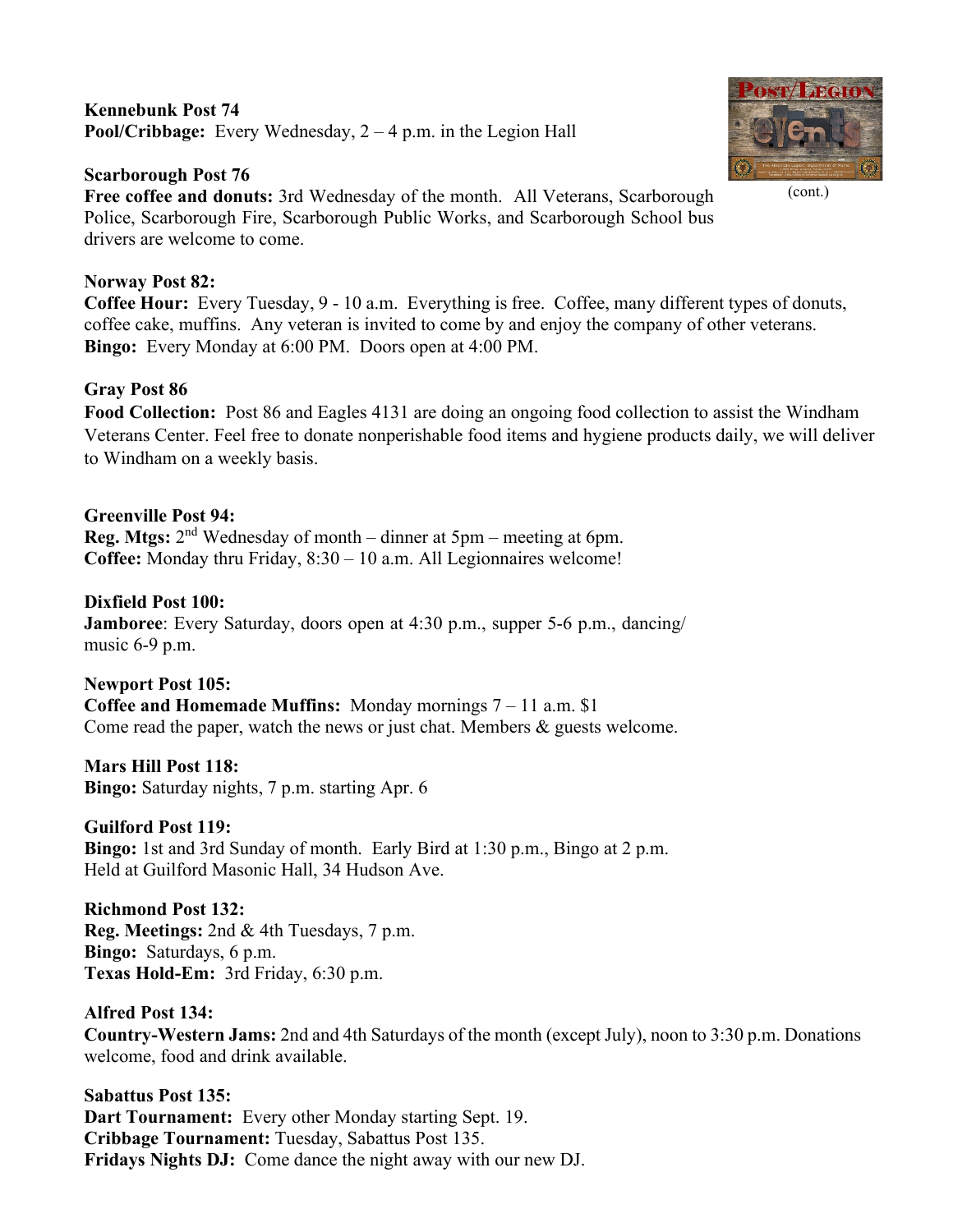**Kennebunk Post 74**
**Pool/Cribbage:** Every Wednesday, 2 – 4 p.m. in the Legion Hall

(cont.)

**Scarborough Post 76**
**Free coffee and donuts:** 3rd Wednesday of the month. All Veterans, Scarborough Police, Scarborough Fire, Scarborough Public Works, and Scarborough School bus drivers are welcome to come.

**Norway Post 82:**
**Coffee Hour:** Every Tuesday, 9 - 10 a.m. Everything is free. Coffee, many different types of donuts, coffee cake, muffins. Any veteran is invited to come by and enjoy the company of other veterans.
**Bingo:** Every Monday at 6:00 PM. Doors open at 4:00 PM.

**Gray Post 86**
**Food Collection:** Post 86 and Eagles 4131 are doing an ongoing food collection to assist the Windham Veterans Center. Feel free to donate nonperishable food items and hygiene products daily, we will deliver to Windham on a weekly basis.

**Greenville Post 94:**
**Reg. Mtgs:** 2nd Wednesday of month – dinner at 5pm – meeting at 6pm.
**Coffee:** Monday thru Friday, 8:30 – 10 a.m. All Legionnaires welcome!

**Dixfield Post 100:**
**Jamboree**: Every Saturday, doors open at 4:30 p.m., supper 5-6 p.m., dancing/ music 6-9 p.m.

**Newport Post 105:**
**Coffee and Homemade Muffins:** Monday mornings 7 – 11 a.m. $1
Come read the paper, watch the news or just chat. Members & guests welcome.

**Mars Hill Post 118:**
**Bingo:** Saturday nights, 7 p.m. starting Apr. 6

**Guilford Post 119:**
**Bingo:** 1st and 3rd Sunday of month. Early Bird at 1:30 p.m., Bingo at 2 p.m.
Held at Guilford Masonic Hall, 34 Hudson Ave.

**Richmond Post 132:**
**Reg. Meetings:** 2nd & 4th Tuesdays, 7 p.m.
**Bingo:** Saturdays, 6 p.m.
**Texas Hold-Em:** 3rd Friday, 6:30 p.m.

**Alfred Post 134:**
**Country-Western Jams:** 2nd and 4th Saturdays of the month (except July), noon to 3:30 p.m. Donations welcome, food and drink available.

**Sabattus Post 135:**
**Dart Tournament:** Every other Monday starting Sept. 19.
**Cribbage Tournament:** Tuesday, Sabattus Post 135.
**Fridays Nights DJ:** Come dance the night away with our new DJ.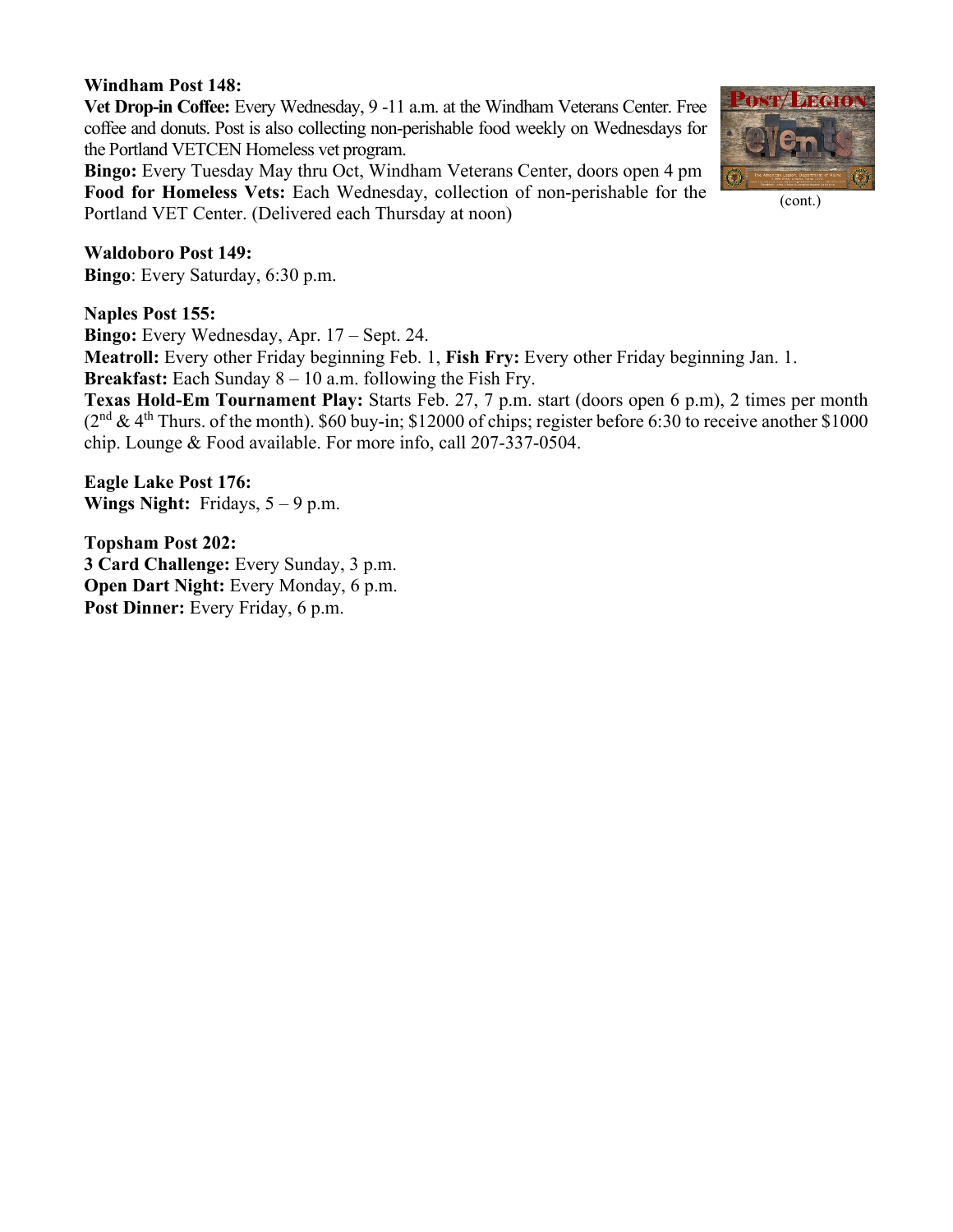**Windham Post 148:**
**Vet Drop-in Coffee:** Every Wednesday, 9 -11 a.m. at the Windham Veterans Center. Free coffee and donuts. Post is also collecting non-perishable food weekly on Wednesdays for the Portland VETCEN Homeless vet program.
**Bingo:** Every Tuesday May thru Oct, Windham Veterans Center, doors open 4 pm
**Food for Homeless Vets:** Each Wednesday, collection of non-perishable for the Portland VET Center. (Delivered each Thursday at noon)

(cont.)

**Waldoboro Post 149:**
**Bingo**: Every Saturday, 6:30 p.m.

**Naples Post 155:**
**Bingo:** Every Wednesday, Apr. 17 – Sept. 24.
**Meatroll:** Every other Friday beginning Feb. 1, **Fish Fry:** Every other Friday beginning Jan. 1.
**Breakfast:** Each Sunday 8 – 10 a.m. following the Fish Fry.
**Texas Hold-Em Tournament Play:** Starts Feb. 27, 7 p.m. start (doors open 6 p.m), 2 times per month (2nd & 4th Thurs. of the month). $60 buy-in; $12000 of chips; register before 6:30 to receive another $1000 chip. Lounge & Food available. For more info, call 207-337-0504.

**Eagle Lake Post 176:**
**Wings Night:** Fridays, 5 – 9 p.m.

**Topsham Post 202:**
**3 Card Challenge:** Every Sunday, 3 p.m.
**Open Dart Night:** Every Monday, 6 p.m.
**Post Dinner:** Every Friday, 6 p.m.